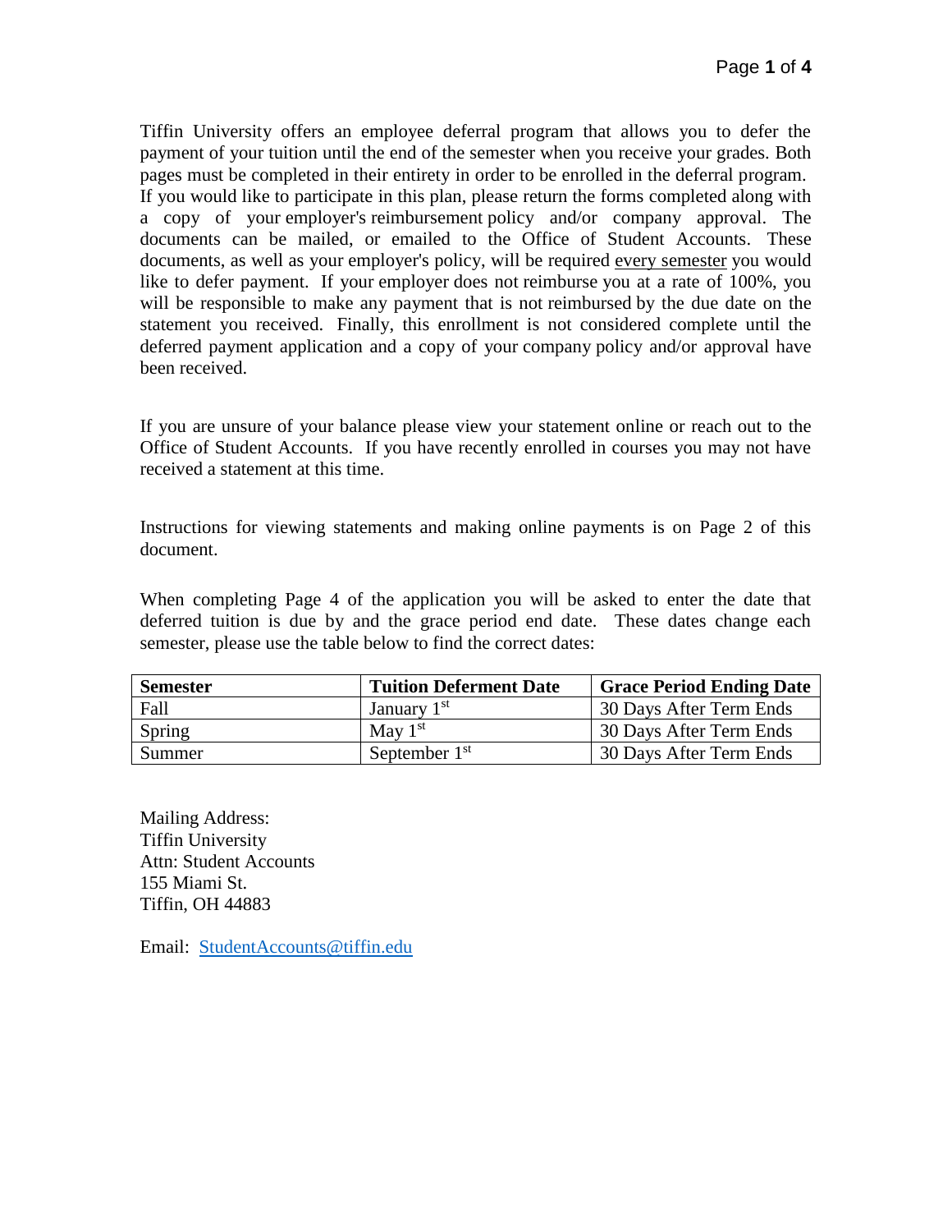Tiffin University offers an employee deferral program that allows you to defer the payment of your tuition until the end of the semester when you receive your grades. Both pages must be completed in their entirety in order to be enrolled in the deferral program. If you would like to participate in this plan, please return the forms completed along with a copy of your employer's reimbursement policy and/or company approval. The documents can be mailed, or emailed to the Office of Student Accounts. These documents, as well as your employer's policy, will be required every semester you would like to defer payment. If your employer does not reimburse you at a rate of 100%, you will be responsible to make any payment that is not reimbursed by the due date on the statement you received. Finally, this enrollment is not considered complete until the deferred payment application and a copy of your company policy and/or approval have been received.

If you are unsure of your balance please view your statement online or reach out to the Office of Student Accounts. If you have recently enrolled in courses you may not have received a statement at this time.

Instructions for viewing statements and making online payments is on Page 2 of this document.

When completing Page 4 of the application you will be asked to enter the date that deferred tuition is due by and the grace period end date. These dates change each semester, please use the table below to find the correct dates:

| **Semester** | **Tuition Deferment Date** | **Grace Period Ending Date** |
|---|---|---|
| Fall | January 1st | 30 Days After Term Ends |
| Spring | May 1st | 30 Days After Term Ends |
| Summer | September 1st | 30 Days After Term Ends |

Mailing Address:
Tiffin University
Attn: Student Accounts
155 Miami St.
Tiffin, OH 44883

Email: StudentAccounts@tiffin.edu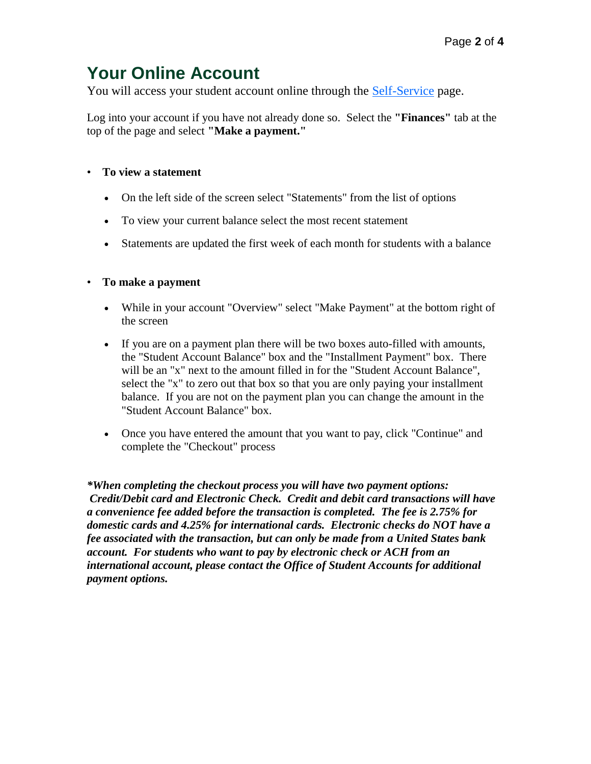# Your Online Account

You will access your student account online through the [Self-Service](#) page.

Log into your account if you have not already done so. Select the **"Finances"** tab at the top of the page and select **"Make a payment."**

- **To view a statement**
  - On the left side of the screen select "Statements" from the list of options
  - To view your current balance select the most recent statement
  - Statements are updated the first week of each month for students with a balance

- **To make a payment**
  - While in your account "Overview" select "Make Payment" at the bottom right of the screen
  - If you are on a payment plan there will be two boxes auto-filled with amounts, the "Student Account Balance" box and the "Installment Payment" box. There will be an "x" next to the amount filled in for the "Student Account Balance", select the "x" to zero out that box so that you are only paying your installment balance. If you are not on the payment plan you can change the amount in the "Student Account Balance" box.
  - Once you have entered the amount that you want to pay, click "Continue" and complete the "Checkout" process

***When completing the checkout process you will have two payment options: Credit/Debit card and Electronic Check. Credit and debit card transactions will have a convenience fee added before the transaction is completed. The fee is 2.75% for domestic cards and 4.25% for international cards. Electronic checks do NOT have a fee associated with the transaction, but can only be made from a United States bank account. For students who want to pay by electronic check or ACH from an international account, please contact the Office of Student Accounts for additional payment options.***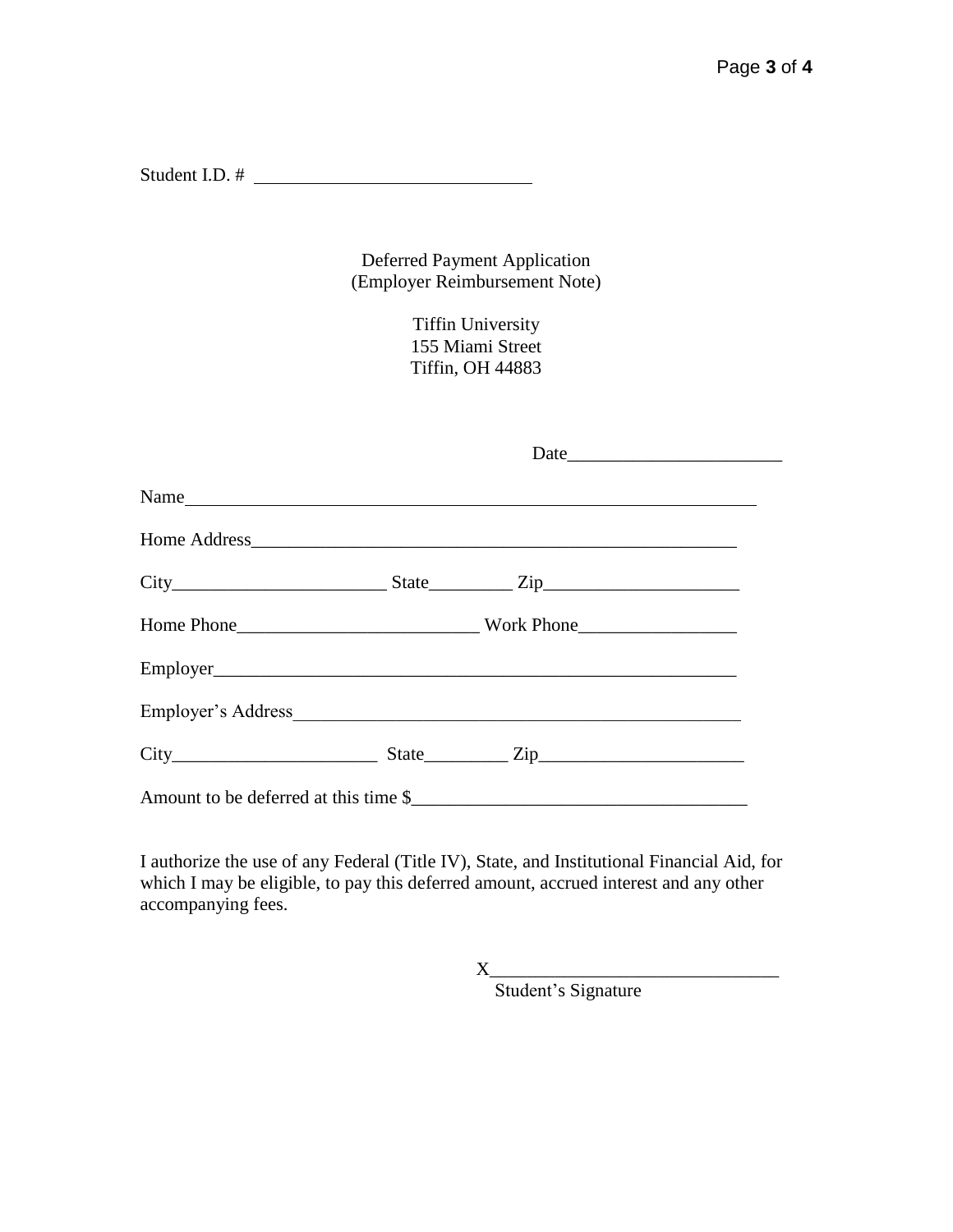Student I.D. # ______________________________

Deferred Payment Application
(Employer Reimbursement Note)

Tiffin University
155 Miami Street
Tiffin, OH 44883

Date_______________________

Name_____________________________________________________________

Home Address_____________________________________________________

City______________________ State_________ Zip_____________________

Home Phone_________________________ Work Phone_________________

Employer_________________________________________________________

Employer's Address_______________________________________________

City______________________ State_________ Zip______________________

Amount to be deferred at this time $___________________________________

I authorize the use of any Federal (Title IV), State, and Institutional Financial Aid, for which I may be eligible, to pay this deferred amount, accrued interest and any other accompanying fees.

X_______________________________
Student's Signature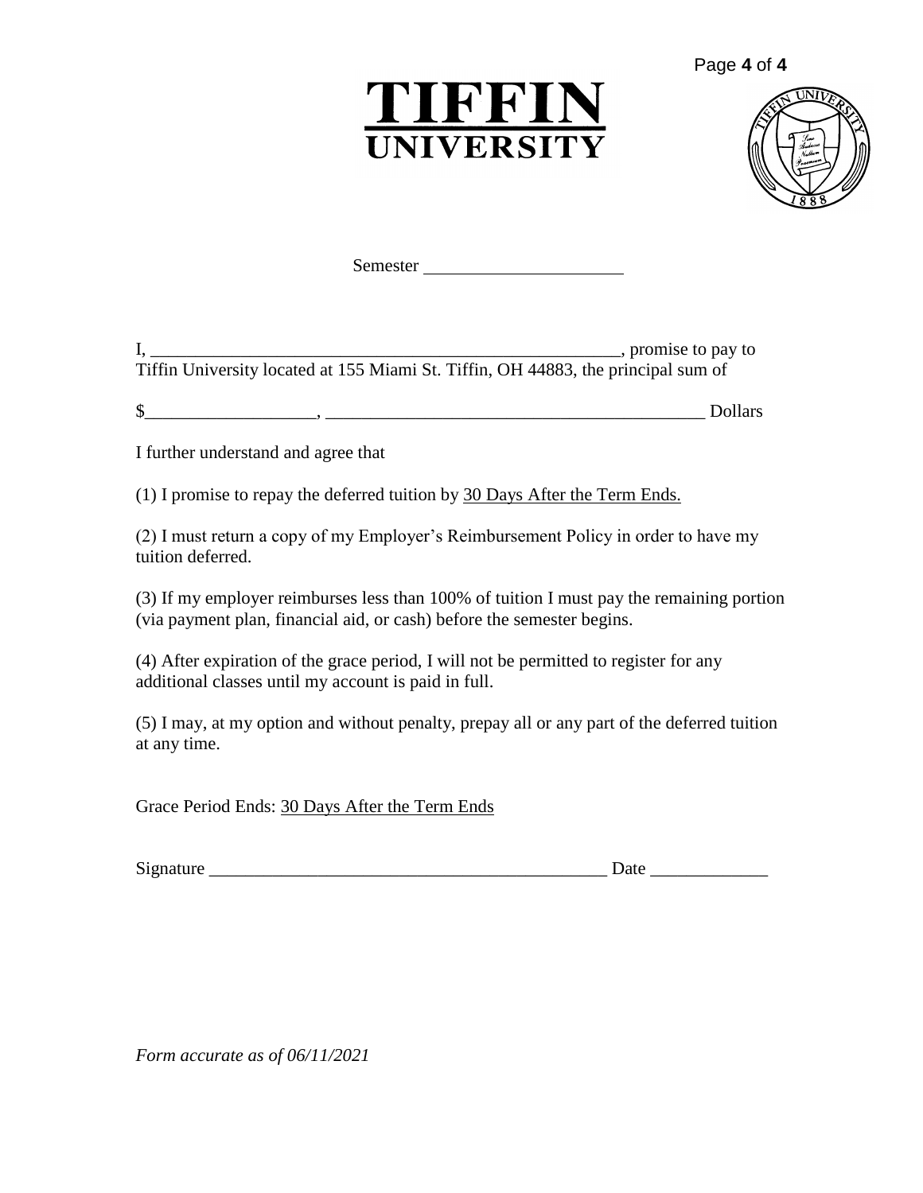# TIFFIN UNIVERSITY

Semester ______________________

I, ______________________________________________________, promise to pay to Tiffin University located at 155 Miami St. Tiffin, OH 44883, the principal sum of

$___________________, ___________________________________________ Dollars

I further understand and agree that

(1) I promise to repay the deferred tuition by 30 Days After the Term Ends.

(2) I must return a copy of my Employer's Reimbursement Policy in order to have my tuition deferred.

(3) If my employer reimburses less than 100% of tuition I must pay the remaining portion (via payment plan, financial aid, or cash) before the semester begins.

(4) After expiration of the grace period, I will not be permitted to register for any additional classes until my account is paid in full.

(5) I may, at my option and without penalty, prepay all or any part of the deferred tuition at any time.

Grace Period Ends: 30 Days After the Term Ends

Signature _____________________________________________ Date _____________

*Form accurate as of 06/11/2021*